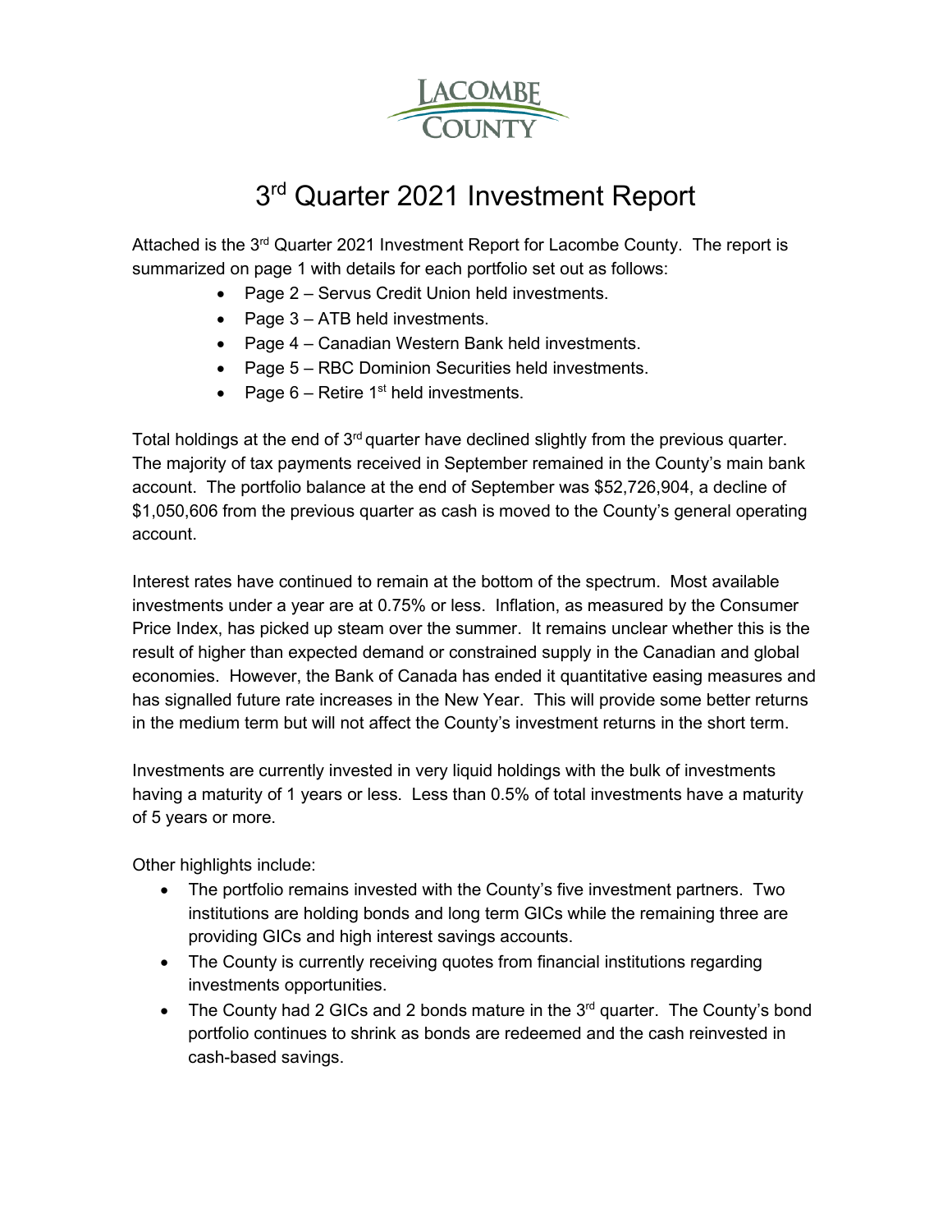LACOMBE COUNTY

# 3rd Quarter 2021 Investment Report

Attached is the 3rd Quarter 2021 Investment Report for Lacombe County. The report is summarized on page 1 with details for each portfolio set out as follows:

- Page 2 – Servus Credit Union held investments.
- Page 3 – ATB held investments.
- Page 4 – Canadian Western Bank held investments.
- Page 5 – RBC Dominion Securities held investments.
- Page 6 – Retire 1st held investments.

Total holdings at the end of 3rd quarter have declined slightly from the previous quarter. The majority of tax payments received in September remained in the County's main bank account. The portfolio balance at the end of September was $52,726,904, a decline of $1,050,606 from the previous quarter as cash is moved to the County's general operating account.

Interest rates have continued to remain at the bottom of the spectrum. Most available investments under a year are at 0.75% or less. Inflation, as measured by the Consumer Price Index, has picked up steam over the summer. It remains unclear whether this is the result of higher than expected demand or constrained supply in the Canadian and global economies. However, the Bank of Canada has ended it quantitative easing measures and has signalled future rate increases in the New Year. This will provide some better returns in the medium term but will not affect the County's investment returns in the short term.

Investments are currently invested in very liquid holdings with the bulk of investments having a maturity of 1 years or less. Less than 0.5% of total investments have a maturity of 5 years or more.

Other highlights include:

- The portfolio remains invested with the County's five investment partners. Two institutions are holding bonds and long term GICs while the remaining three are providing GICs and high interest savings accounts.
- The County is currently receiving quotes from financial institutions regarding investments opportunities.
- The County had 2 GICs and 2 bonds mature in the 3rd quarter. The County's bond portfolio continues to shrink as bonds are redeemed and the cash reinvested in cash-based savings.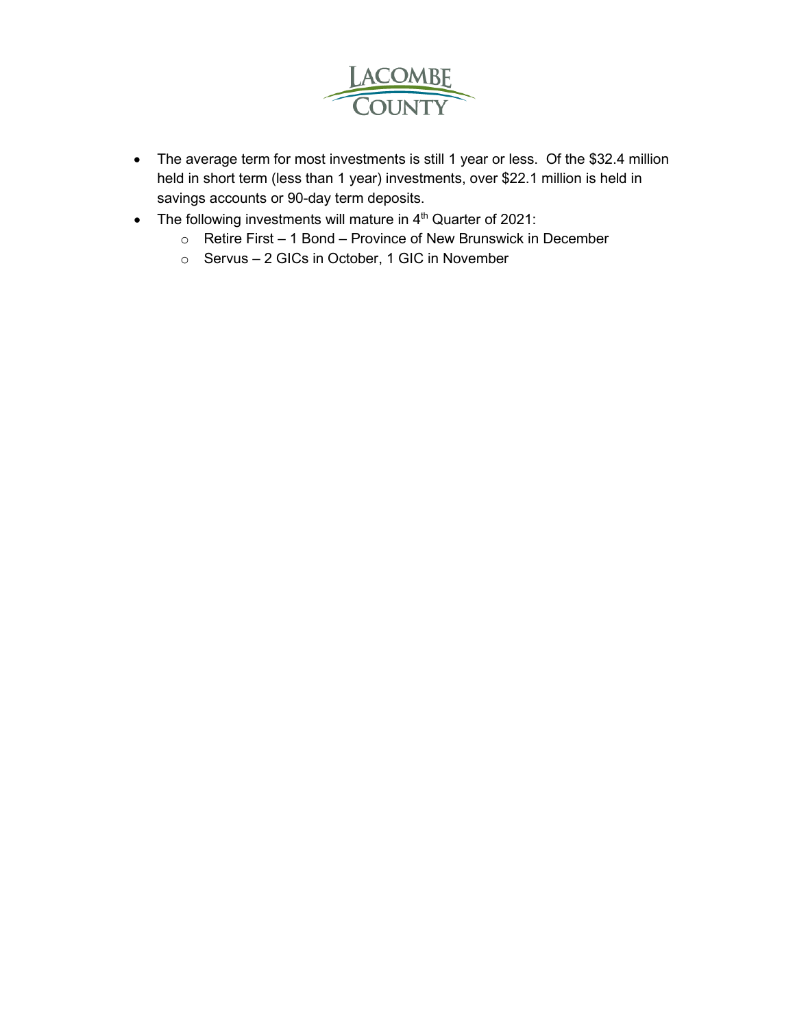- The average term for most investments is still 1 year or less. Of the $32.4 million held in short term (less than 1 year) investments, over $22.1 million is held in savings accounts or 90-day term deposits.
- The following investments will mature in 4th Quarter of 2021:
  - Retire First – 1 Bond – Province of New Brunswick in December
  - Servus – 2 GICs in October, 1 GIC in November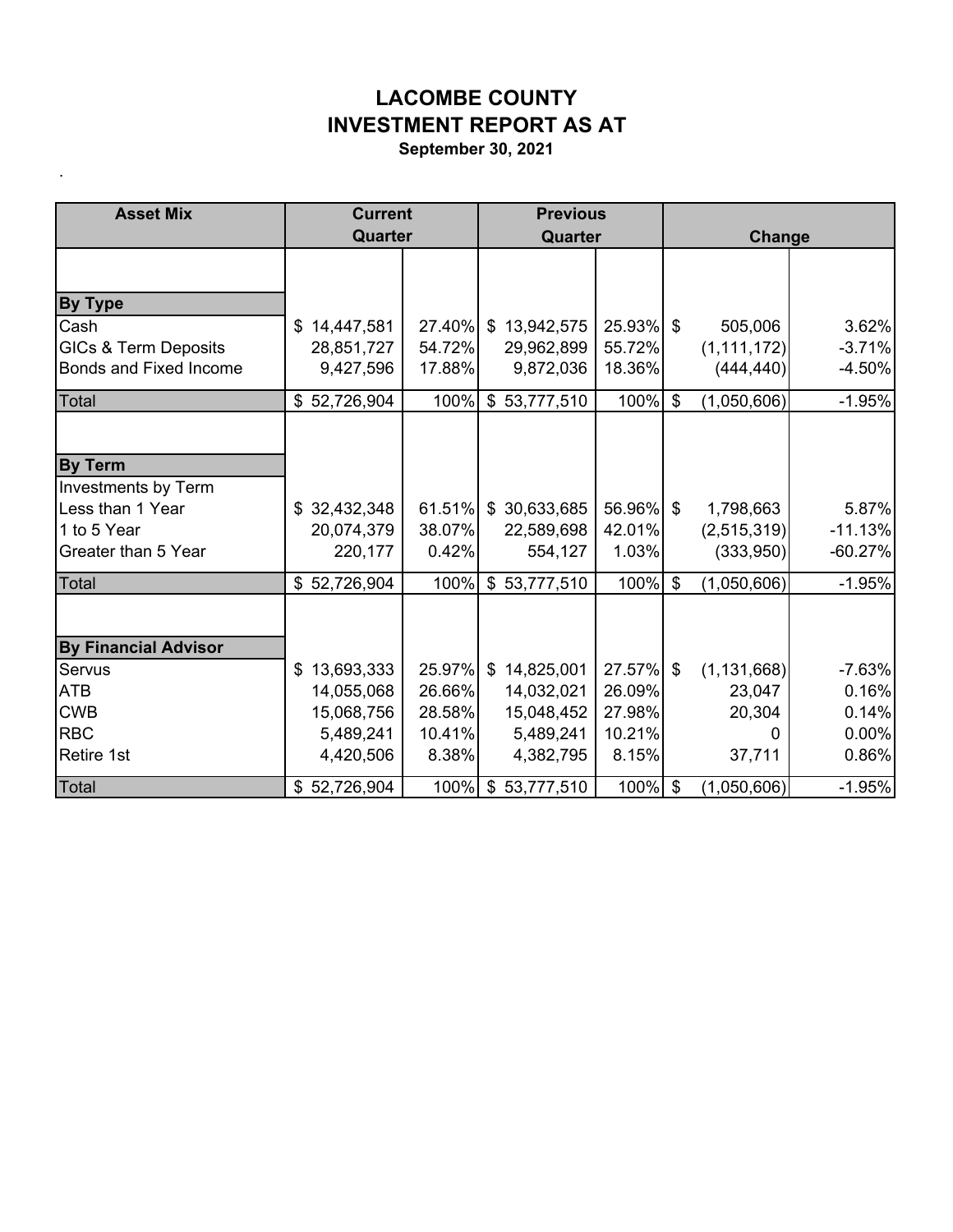# LACOMBE COUNTY
# INVESTMENT REPORT AS AT
**September 30, 2021**

.

| Asset Mix | Current Quarter | | Previous Quarter | | Change | |
|---|---|---|---|---|---|---|
| **By Type** | | | | | | |
| Cash | $ 14,447,581 | 27.40% | $ 13,942,575 | 25.93% | $ 505,006 | 3.62% |
| GICs & Term Deposits | 28,851,727 | 54.72% | 29,962,899 | 55.72% | (1,111,172) | -3.71% |
| Bonds and Fixed Income | 9,427,596 | 17.88% | 9,872,036 | 18.36% | (444,440) | -4.50% |
| Total | $ 52,726,904 | 100% | $ 53,777,510 | 100% | $ (1,050,606) | -1.95% |
| **By Term** | | | | | | |
| Investments by Term | | | | | | |
| Less than 1 Year | $ 32,432,348 | 61.51% | $ 30,633,685 | 56.96% | $ 1,798,663 | 5.87% |
| 1 to 5 Year | 20,074,379 | 38.07% | 22,589,698 | 42.01% | (2,515,319) | -11.13% |
| Greater than 5 Year | 220,177 | 0.42% | 554,127 | 1.03% | (333,950) | -60.27% |
| Total | $ 52,726,904 | 100% | $ 53,777,510 | 100% | $ (1,050,606) | -1.95% |
| **By Financial Advisor** | | | | | | |
| Servus | $ 13,693,333 | 25.97% | $ 14,825,001 | 27.57% | $ (1,131,668) | -7.63% |
| ATB | 14,055,068 | 26.66% | 14,032,021 | 26.09% | 23,047 | 0.16% |
| CWB | 15,068,756 | 28.58% | 15,048,452 | 27.98% | 20,304 | 0.14% |
| RBC | 5,489,241 | 10.41% | 5,489,241 | 10.21% | 0 | 0.00% |
| Retire 1st | 4,420,506 | 8.38% | 4,382,795 | 8.15% | 37,711 | 0.86% |
| Total | $ 52,726,904 | 100% | $ 53,777,510 | 100% | $ (1,050,606) | -1.95% |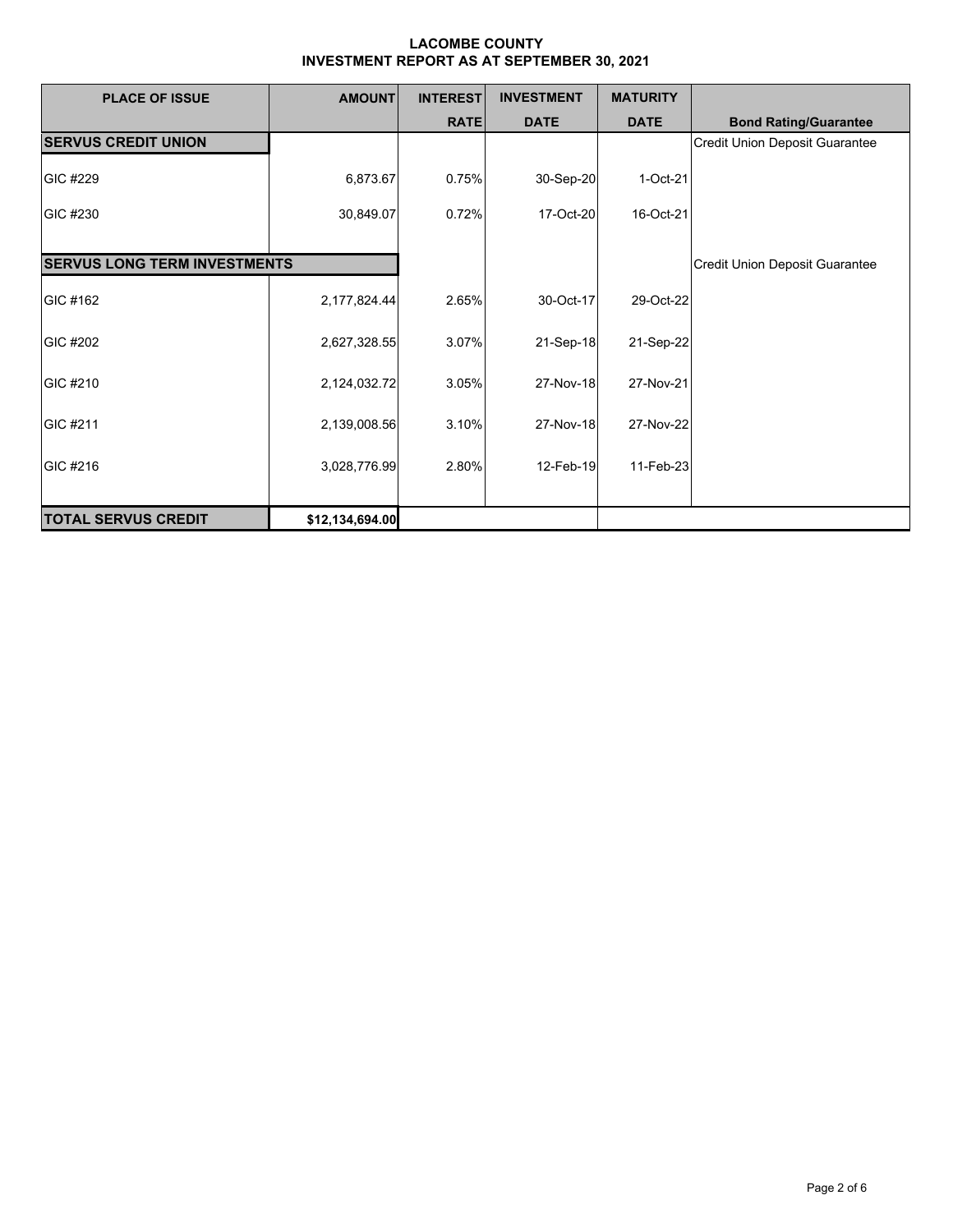# LACOMBE COUNTY
## INVESTMENT REPORT AS AT SEPTEMBER 30, 2021

| PLACE OF ISSUE | AMOUNT | INTEREST RATE | INVESTMENT DATE | MATURITY DATE | Bond Rating/Guarantee |
|---|---|---|---|---|---|
| **SERVUS CREDIT UNION** | | | | | Credit Union Deposit Guarantee |
| GIC #229 | 6,873.67 | 0.75% | 30-Sep-20 | 1-Oct-21 | |
| GIC #230 | 30,849.07 | 0.72% | 17-Oct-20 | 16-Oct-21 | |
| **SERVUS LONG TERM INVESTMENTS** | | | | | Credit Union Deposit Guarantee |
| GIC #162 | 2,177,824.44 | 2.65% | 30-Oct-17 | 29-Oct-22 | |
| GIC #202 | 2,627,328.55 | 3.07% | 21-Sep-18 | 21-Sep-22 | |
| GIC #210 | 2,124,032.72 | 3.05% | 27-Nov-18 | 27-Nov-21 | |
| GIC #211 | 2,139,008.56 | 3.10% | 27-Nov-18 | 27-Nov-22 | |
| GIC #216 | 3,028,776.99 | 2.80% | 12-Feb-19 | 11-Feb-23 | |
| **TOTAL SERVUS CREDIT** | **$12,134,694.00** | | | | |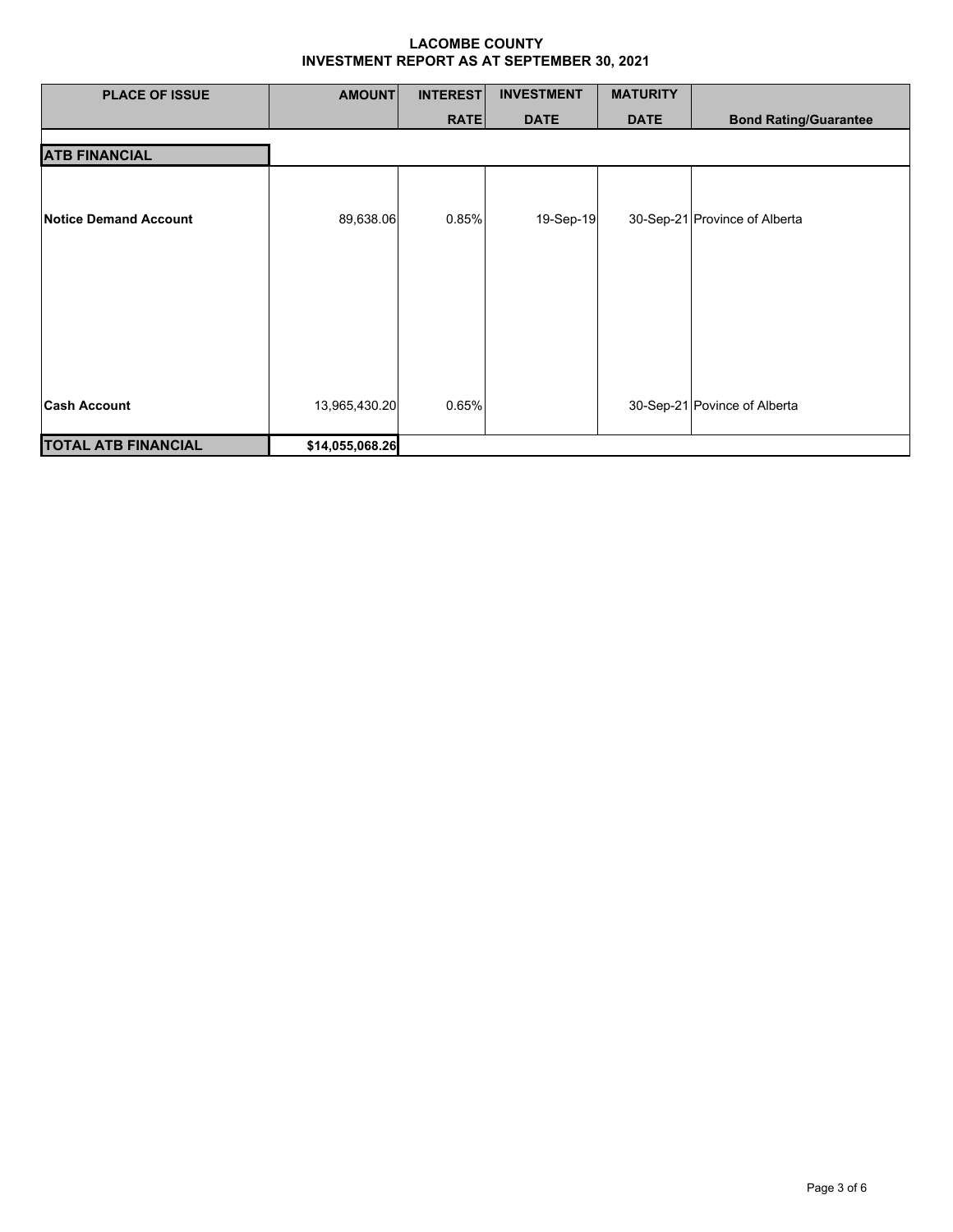# LACOMBE COUNTY
## INVESTMENT REPORT AS AT SEPTEMBER 30, 2021

| PLACE OF ISSUE | AMOUNT | INTEREST RATE | INVESTMENT DATE | MATURITY DATE | Bond Rating/Guarantee |
|---|---|---|---|---|---|
| **ATB FINANCIAL** | | | | | |
| **Notice Demand Account** | 89,638.06 | 0.85% | 19-Sep-19 | 30-Sep-21 | Province of Alberta |
| **Cash Account** | 13,965,430.20 | 0.65% | | 30-Sep-21 | Povince of Alberta |
| **TOTAL ATB FINANCIAL** | **$14,055,068.26** | | | | |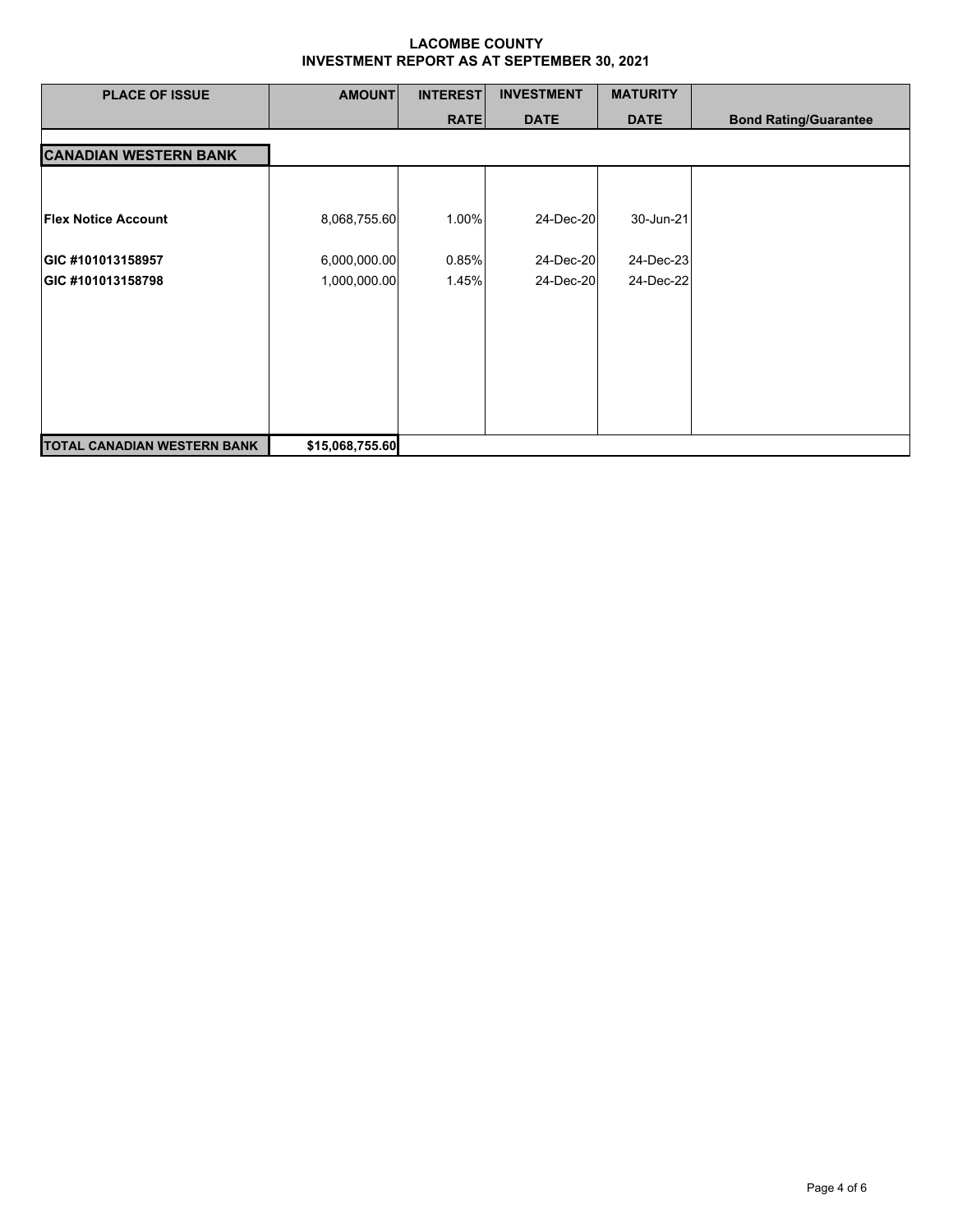# LACOMBE COUNTY
## INVESTMENT REPORT AS AT SEPTEMBER 30, 2021

| PLACE OF ISSUE | AMOUNT | INTEREST RATE | INVESTMENT DATE | MATURITY DATE | Bond Rating/Guarantee |
|---|---|---|---|---|---|
| **CANADIAN WESTERN BANK** | | | | | |
| **Flex Notice Account** | 8,068,755.60 | 1.00% | 24-Dec-20 | 30-Jun-21 | |
| **GIC #101013158957** | 6,000,000.00 | 0.85% | 24-Dec-20 | 24-Dec-23 | |
| **GIC #101013158798** | 1,000,000.00 | 1.45% | 24-Dec-20 | 24-Dec-22 | |
| **TOTAL CANADIAN WESTERN BANK** | **$15,068,755.60** | | | | |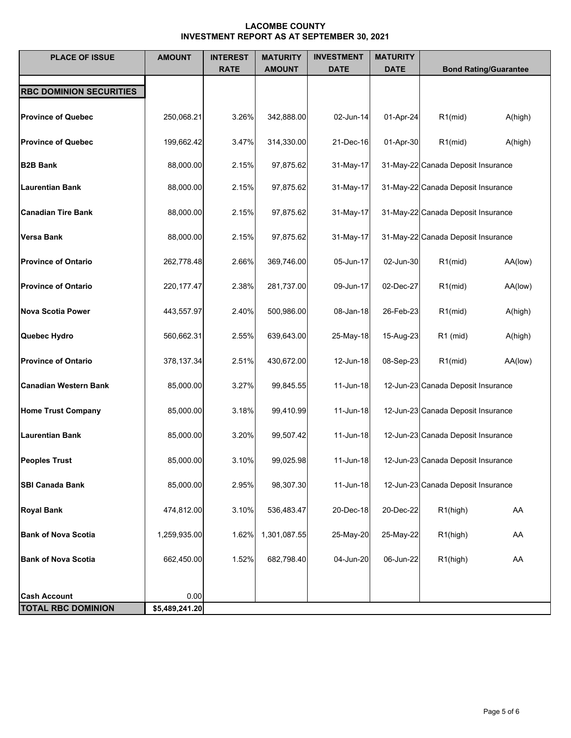# LACOMBE COUNTY
## INVESTMENT REPORT AS AT SEPTEMBER 30, 2021

| PLACE OF ISSUE | AMOUNT | INTEREST RATE | MATURITY AMOUNT | INVESTMENT DATE | MATURITY DATE | Bond Rating/Guarantee | |
|---|---|---|---|---|---|---|---|
| **RBC DOMINION SECURITIES** | | | | | | | |
| **Province of Quebec** | 250,068.21 | 3.26% | 342,888.00 | 02-Jun-14 | 01-Apr-24 | R1(mid) | A(high) |
| **Province of Quebec** | 199,662.42 | 3.47% | 314,330.00 | 21-Dec-16 | 01-Apr-30 | R1(mid) | A(high) |
| **B2B Bank** | 88,000.00 | 2.15% | 97,875.62 | 31-May-17 | 31-May-22 | Canada Deposit Insurance | |
| **Laurentian Bank** | 88,000.00 | 2.15% | 97,875.62 | 31-May-17 | 31-May-22 | Canada Deposit Insurance | |
| **Canadian Tire Bank** | 88,000.00 | 2.15% | 97,875.62 | 31-May-17 | 31-May-22 | Canada Deposit Insurance | |
| **Versa Bank** | 88,000.00 | 2.15% | 97,875.62 | 31-May-17 | 31-May-22 | Canada Deposit Insurance | |
| **Province of Ontario** | 262,778.48 | 2.66% | 369,746.00 | 05-Jun-17 | 02-Jun-30 | R1(mid) | AA(low) |
| **Province of Ontario** | 220,177.47 | 2.38% | 281,737.00 | 09-Jun-17 | 02-Dec-27 | R1(mid) | AA(low) |
| **Nova Scotia Power** | 443,557.97 | 2.40% | 500,986.00 | 08-Jan-18 | 26-Feb-23 | R1(mid) | A(high) |
| **Quebec Hydro** | 560,662.31 | 2.55% | 639,643.00 | 25-May-18 | 15-Aug-23 | R1 (mid) | A(high) |
| **Province of Ontario** | 378,137.34 | 2.51% | 430,672.00 | 12-Jun-18 | 08-Sep-23 | R1(mid) | AA(low) |
| **Canadian Western Bank** | 85,000.00 | 3.27% | 99,845.55 | 11-Jun-18 | 12-Jun-23 | Canada Deposit Insurance | |
| **Home Trust Company** | 85,000.00 | 3.18% | 99,410.99 | 11-Jun-18 | 12-Jun-23 | Canada Deposit Insurance | |
| **Laurentian Bank** | 85,000.00 | 3.20% | 99,507.42 | 11-Jun-18 | 12-Jun-23 | Canada Deposit Insurance | |
| **Peoples Trust** | 85,000.00 | 3.10% | 99,025.98 | 11-Jun-18 | 12-Jun-23 | Canada Deposit Insurance | |
| **SBI Canada Bank** | 85,000.00 | 2.95% | 98,307.30 | 11-Jun-18 | 12-Jun-23 | Canada Deposit Insurance | |
| **Royal Bank** | 474,812.00 | 3.10% | 536,483.47 | 20-Dec-18 | 20-Dec-22 | R1(high) | AA |
| **Bank of Nova Scotia** | 1,259,935.00 | 1.62% | 1,301,087.55 | 25-May-20 | 25-May-22 | R1(high) | AA |
| **Bank of Nova Scotia** | 662,450.00 | 1.52% | 682,798.40 | 04-Jun-20 | 06-Jun-22 | R1(high) | AA |
| **Cash Account** | 0.00 | | | | | | |
| **TOTAL RBC DOMINION** | **$5,489,241.20** | | | | | | |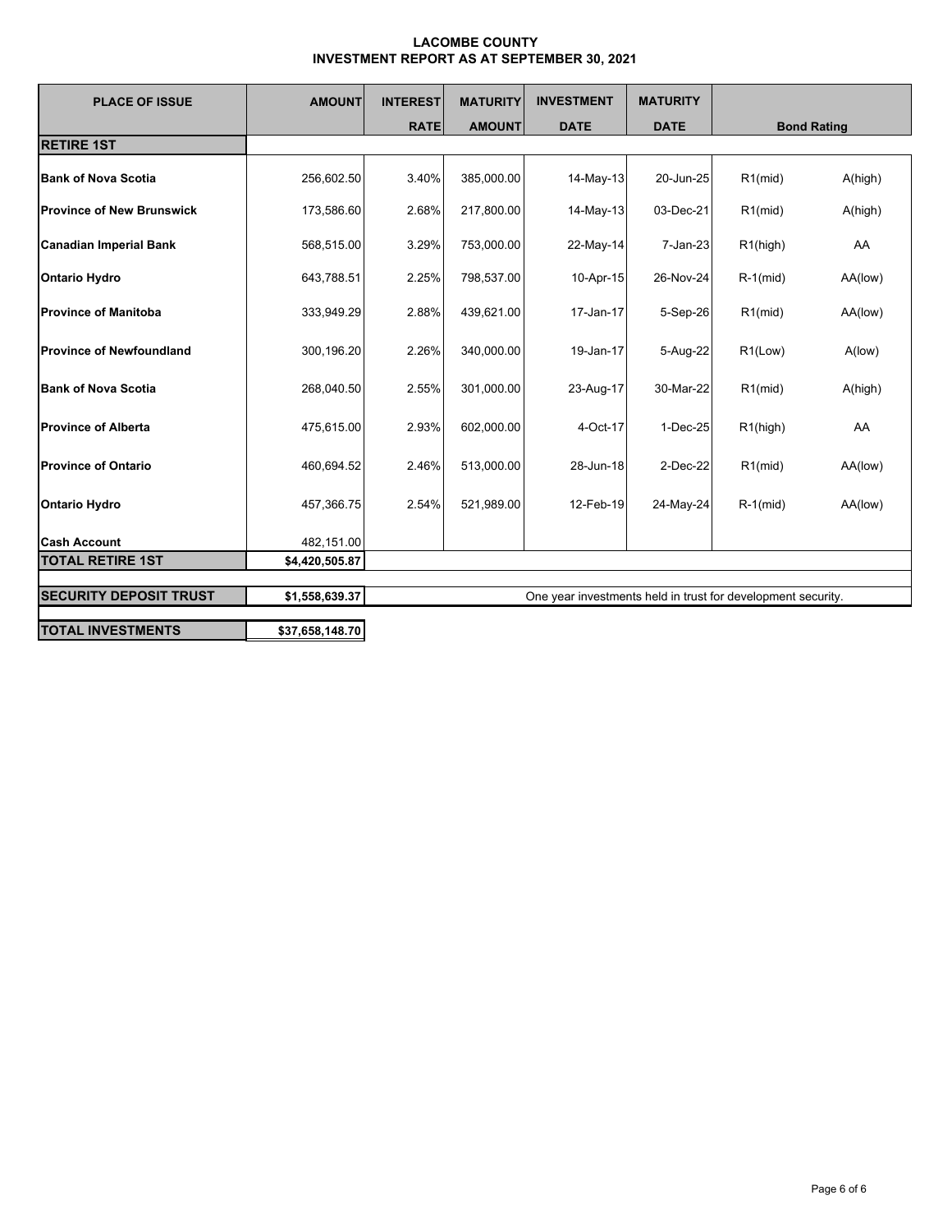# LACOMBE COUNTY
## INVESTMENT REPORT AS AT SEPTEMBER 30, 2021

| PLACE OF ISSUE | AMOUNT | INTEREST RATE | MATURITY AMOUNT | INVESTMENT DATE | MATURITY DATE | Bond Rating | |
|---|---|---|---|---|---|---|---|
| **RETIRE 1ST** | | | | | | | |
| **Bank of Nova Scotia** | 256,602.50 | 3.40% | 385,000.00 | 14-May-13 | 20-Jun-25 | R1(mid) | A(high) |
| **Province of New Brunswick** | 173,586.60 | 2.68% | 217,800.00 | 14-May-13 | 03-Dec-21 | R1(mid) | A(high) |
| **Canadian Imperial Bank** | 568,515.00 | 3.29% | 753,000.00 | 22-May-14 | 7-Jan-23 | R1(high) | AA |
| **Ontario Hydro** | 643,788.51 | 2.25% | 798,537.00 | 10-Apr-15 | 26-Nov-24 | R-1(mid) | AA(low) |
| **Province of Manitoba** | 333,949.29 | 2.88% | 439,621.00 | 17-Jan-17 | 5-Sep-26 | R1(mid) | AA(low) |
| **Province of Newfoundland** | 300,196.20 | 2.26% | 340,000.00 | 19-Jan-17 | 5-Aug-22 | R1(Low) | A(low) |
| **Bank of Nova Scotia** | 268,040.50 | 2.55% | 301,000.00 | 23-Aug-17 | 30-Mar-22 | R1(mid) | A(high) |
| **Province of Alberta** | 475,615.00 | 2.93% | 602,000.00 | 4-Oct-17 | 1-Dec-25 | R1(high) | AA |
| **Province of Ontario** | 460,694.52 | 2.46% | 513,000.00 | 28-Jun-18 | 2-Dec-22 | R1(mid) | AA(low) |
| **Ontario Hydro** | 457,366.75 | 2.54% | 521,989.00 | 12-Feb-19 | 24-May-24 | R-1(mid) | AA(low) |
| **Cash Account** | 482,151.00 | | | | | | |
| **TOTAL RETIRE 1ST** | **$4,420,505.87** | | | | | | |
| | | | | | | | |
| **SECURITY DEPOSIT TRUST** | **$1,558,639.37** | One year investments held in trust for development security. | | | | | |
| | | | | | | | |
| **TOTAL INVESTMENTS** | **$37,658,148.70** | | | | | | |